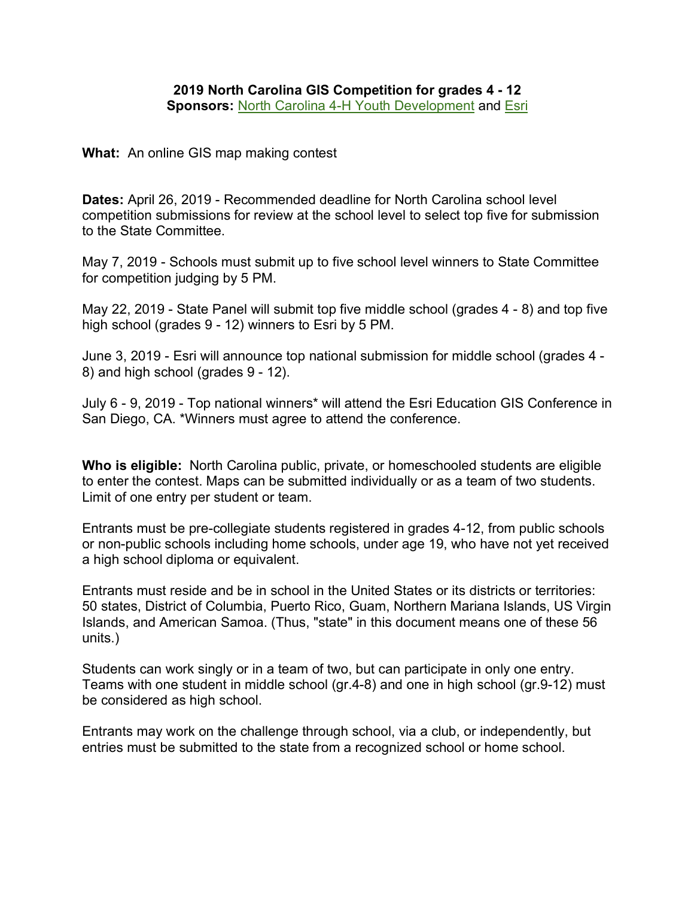**2019 North Carolina GIS Competition for grades 4 - 12**
**Sponsors:** North Carolina 4-H Youth Development and Esri

**What:** An online GIS map making contest

**Dates:** April 26, 2019 - Recommended deadline for North Carolina school level competition submissions for review at the school level to select top five for submission to the State Committee.

May 7, 2019 - Schools must submit up to five school level winners to State Committee for competition judging by 5 PM.

May 22, 2019 - State Panel will submit top five middle school (grades 4 - 8) and top five high school (grades 9 - 12) winners to Esri by 5 PM.

June 3, 2019 - Esri will announce top national submission for middle school (grades 4 - 8) and high school (grades 9 - 12).

July 6 - 9, 2019 - Top national winners* will attend the Esri Education GIS Conference in San Diego, CA. *Winners must agree to attend the conference.

**Who is eligible:** North Carolina public, private, or homeschooled students are eligible to enter the contest. Maps can be submitted individually or as a team of two students. Limit of one entry per student or team.

Entrants must be pre-collegiate students registered in grades 4-12, from public schools or non-public schools including home schools, under age 19, who have not yet received a high school diploma or equivalent.

Entrants must reside and be in school in the United States or its districts or territories: 50 states, District of Columbia, Puerto Rico, Guam, Northern Mariana Islands, US Virgin Islands, and American Samoa. (Thus, "state" in this document means one of these 56 units.)

Students can work singly or in a team of two, but can participate in only one entry. Teams with one student in middle school (gr.4-8) and one in high school (gr.9-12) must be considered as high school.

Entrants may work on the challenge through school, via a club, or independently, but entries must be submitted to the state from a recognized school or home school.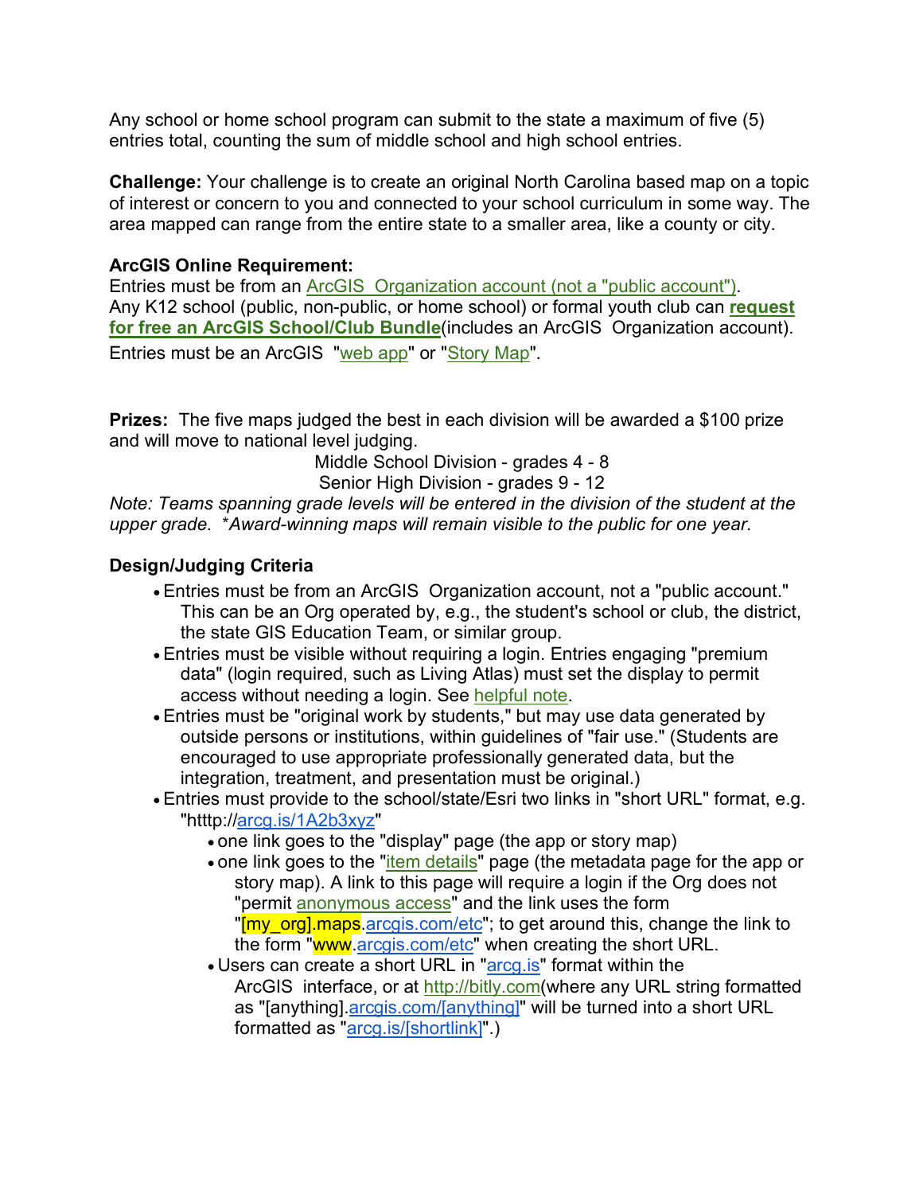Any school or home school program can submit to the state a maximum of five (5) entries total, counting the sum of middle school and high school entries.

**Challenge:** Your challenge is to create an original North Carolina based map on a topic of interest or concern to you and connected to your school curriculum in some way. The area mapped can range from the entire state to a smaller area, like a county or city.

**ArcGIS Online Requirement:**
Entries must be from an ArcGIS Organization account (not a "public account").
Any K12 school (public, non-public, or home school) or formal youth club can **request for free an ArcGIS School/Club Bundle**(includes an ArcGIS Organization account).
Entries must be an ArcGIS "web app" or "Story Map".

**Prizes:** The five maps judged the best in each division will be awarded a $100 prize and will move to national level judging.

Middle School Division - grades 4 - 8
Senior High Division - grades 9 - 12

*Note: Teams spanning grade levels will be entered in the division of the student at the upper grade. \*Award-winning maps will remain visible to the public for one year.*

**Design/Judging Criteria**

- Entries must be from an ArcGIS Organization account, not a "public account." This can be an Org operated by, e.g., the student's school or club, the district, the state GIS Education Team, or similar group.
- Entries must be visible without requiring a login. Entries engaging "premium data" (login required, such as Living Atlas) must set the display to permit access without needing a login. See helpful note.
- Entries must be "original work by students," but may use data generated by outside persons or institutions, within guidelines of "fair use." (Students are encouraged to use appropriate professionally generated data, but the integration, treatment, and presentation must be original.)
- Entries must provide to the school/state/Esri two links in "short URL" format, e.g. "htttp://arcg.is/1A2b3xyz"
  - one link goes to the "display" page (the app or story map)
  - one link goes to the "item details" page (the metadata page for the app or story map). A link to this page will require a login if the Org does not "permit anonymous access" and the link uses the form "[my_org].maps.arcgis.com/etc"; to get around this, change the link to the form "www.arcgis.com/etc" when creating the short URL.
  - Users can create a short URL in "arcg.is" format within the ArcGIS interface, or at http://bitly.com(where any URL string formatted as "[anything].arcgis.com/[anything]" will be turned into a short URL formatted as "arcg.is/[shortlink]".)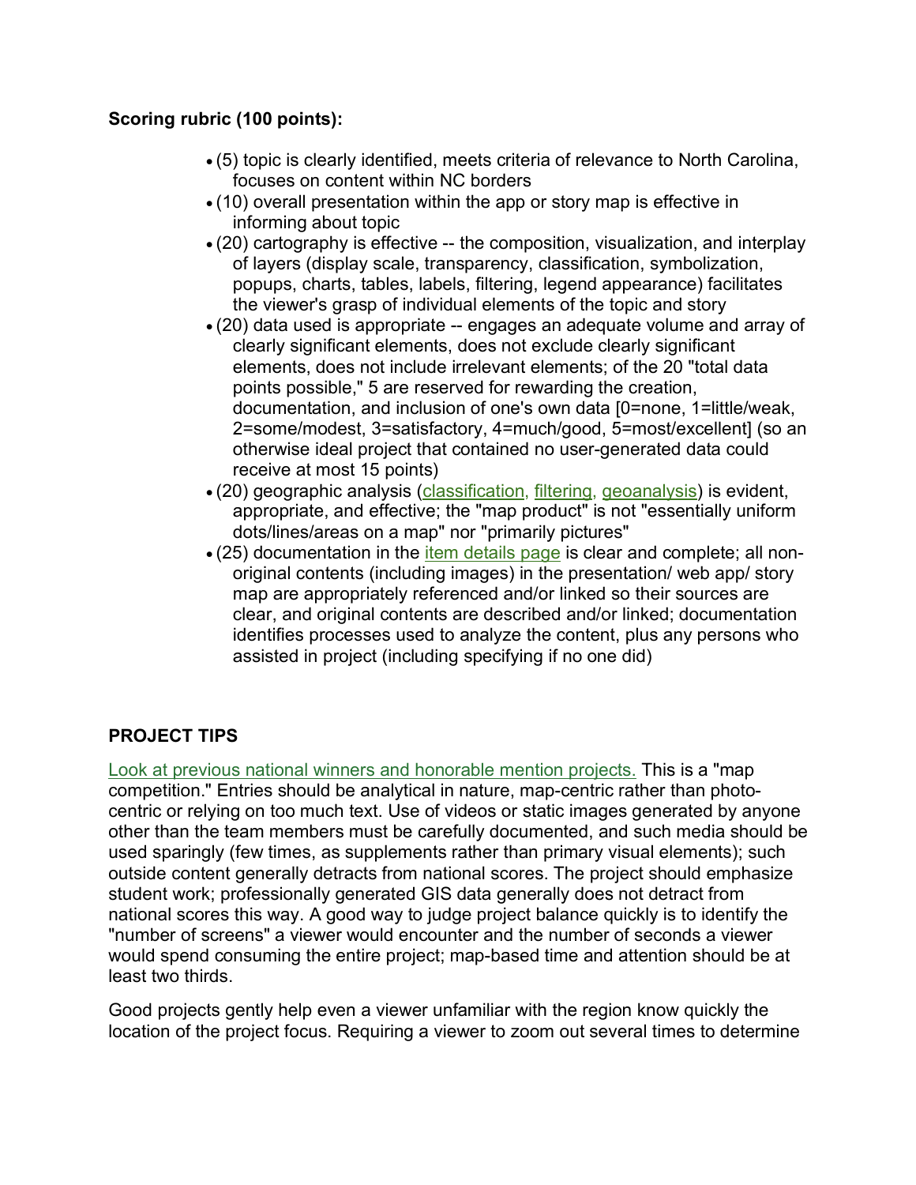**Scoring rubric (100 points):**

- (5) topic is clearly identified, meets criteria of relevance to North Carolina, focuses on content within NC borders
- (10) overall presentation within the app or story map is effective in informing about topic
- (20) cartography is effective -- the composition, visualization, and interplay of layers (display scale, transparency, classification, symbolization, popups, charts, tables, labels, filtering, legend appearance) facilitates the viewer's grasp of individual elements of the topic and story
- (20) data used is appropriate -- engages an adequate volume and array of clearly significant elements, does not exclude clearly significant elements, does not include irrelevant elements; of the 20 "total data points possible," 5 are reserved for rewarding the creation, documentation, and inclusion of one's own data [0=none, 1=little/weak, 2=some/modest, 3=satisfactory, 4=much/good, 5=most/excellent] (so an otherwise ideal project that contained no user-generated data could receive at most 15 points)
- (20) geographic analysis (classification, filtering, geoanalysis) is evident, appropriate, and effective; the "map product" is not "essentially uniform dots/lines/areas on a map" nor "primarily pictures"
- (25) documentation in the item details page is clear and complete; all non-original contents (including images) in the presentation/ web app/ story map are appropriately referenced and/or linked so their sources are clear, and original contents are described and/or linked; documentation identifies processes used to analyze the content, plus any persons who assisted in project (including specifying if no one did)

**PROJECT TIPS**

Look at previous national winners and honorable mention projects. This is a "map competition." Entries should be analytical in nature, map-centric rather than photo-centric or relying on too much text. Use of videos or static images generated by anyone other than the team members must be carefully documented, and such media should be used sparingly (few times, as supplements rather than primary visual elements); such outside content generally detracts from national scores. The project should emphasize student work; professionally generated GIS data generally does not detract from national scores this way. A good way to judge project balance quickly is to identify the "number of screens" a viewer would encounter and the number of seconds a viewer would spend consuming the entire project; map-based time and attention should be at least two thirds.

Good projects gently help even a viewer unfamiliar with the region know quickly the location of the project focus. Requiring a viewer to zoom out several times to determine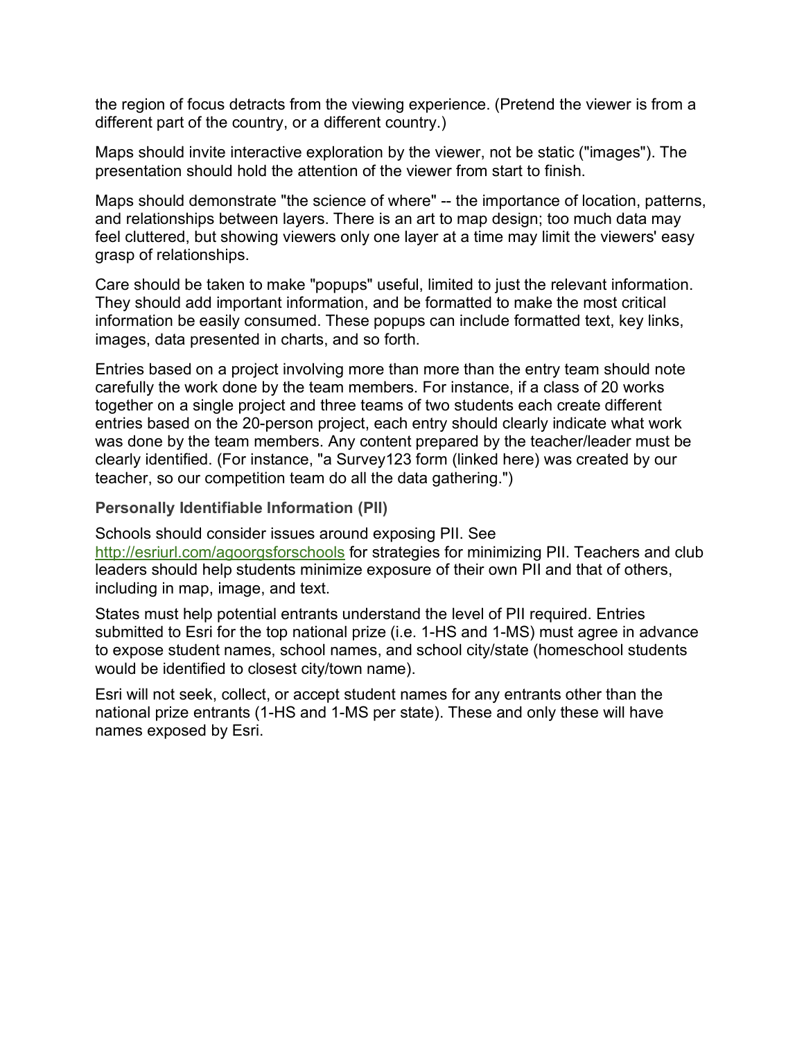the region of focus detracts from the viewing experience. (Pretend the viewer is from a different part of the country, or a different country.)

Maps should invite interactive exploration by the viewer, not be static ("images"). The presentation should hold the attention of the viewer from start to finish.

Maps should demonstrate "the science of where" -- the importance of location, patterns, and relationships between layers. There is an art to map design; too much data may feel cluttered, but showing viewers only one layer at a time may limit the viewers' easy grasp of relationships.

Care should be taken to make "popups" useful, limited to just the relevant information. They should add important information, and be formatted to make the most critical information be easily consumed. These popups can include formatted text, key links, images, data presented in charts, and so forth.

Entries based on a project involving more than more than the entry team should note carefully the work done by the team members. For instance, if a class of 20 works together on a single project and three teams of two students each create different entries based on the 20-person project, each entry should clearly indicate what work was done by the team members. Any content prepared by the teacher/leader must be clearly identified. (For instance, "a Survey123 form (linked here) was created by our teacher, so our competition team do all the data gathering.")

### Personally Identifiable Information (PII)

Schools should consider issues around exposing PII. See http://esriurl.com/agoorgsforschools for strategies for minimizing PII. Teachers and club leaders should help students minimize exposure of their own PII and that of others, including in map, image, and text.

States must help potential entrants understand the level of PII required. Entries submitted to Esri for the top national prize (i.e. 1-HS and 1-MS) must agree in advance to expose student names, school names, and school city/state (homeschool students would be identified to closest city/town name).

Esri will not seek, collect, or accept student names for any entrants other than the national prize entrants (1-HS and 1-MS per state). These and only these will have names exposed by Esri.